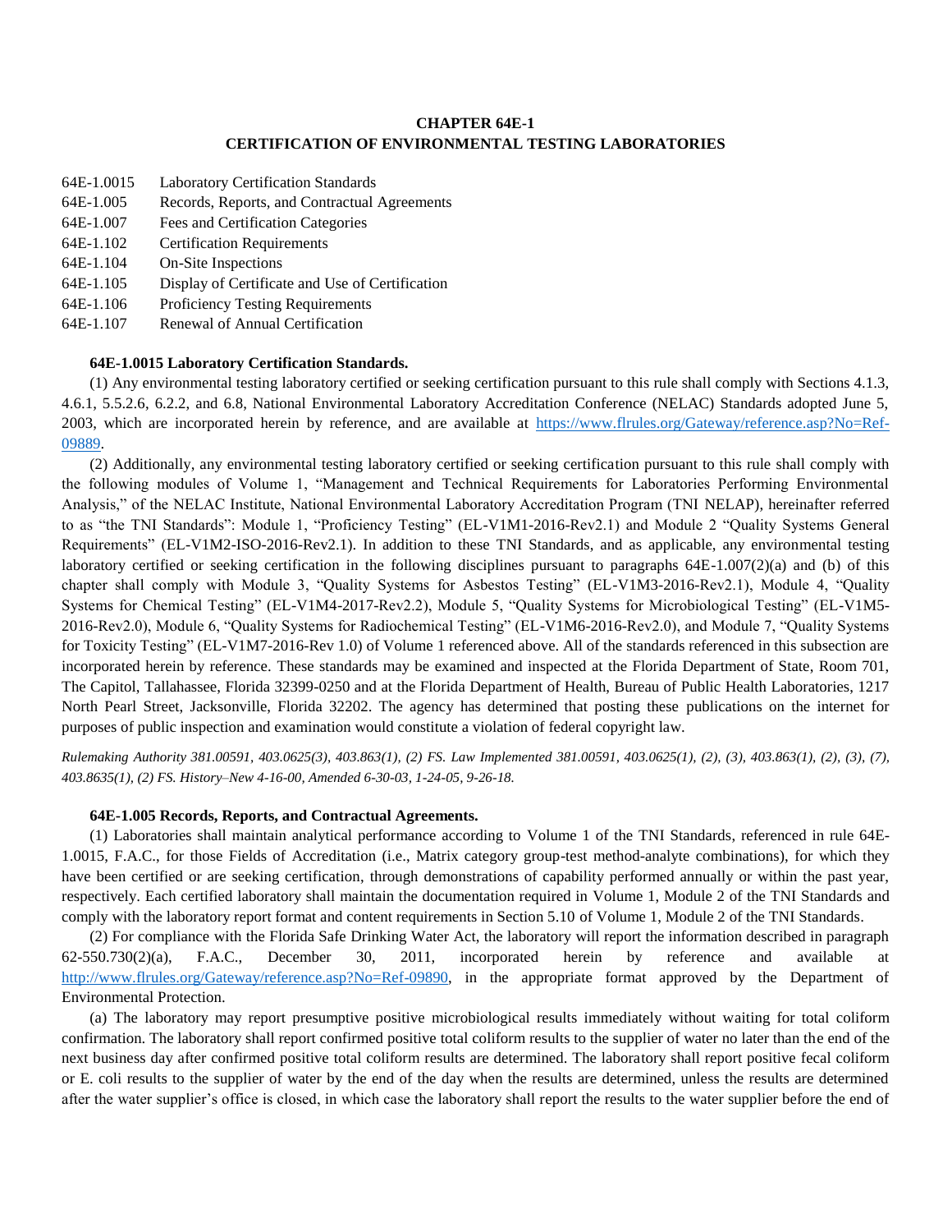# CHAPTER 64E-1
## CERTIFICATION OF ENVIRONMENTAL TESTING LABORATORIES

64E-1.0015 Laboratory Certification Standards
64E-1.005 Records, Reports, and Contractual Agreements
64E-1.007 Fees and Certification Categories
64E-1.102 Certification Requirements
64E-1.104 On-Site Inspections
64E-1.105 Display of Certificate and Use of Certification
64E-1.106 Proficiency Testing Requirements
64E-1.107 Renewal of Annual Certification

**64E-1.0015 Laboratory Certification Standards.**

(1) Any environmental testing laboratory certified or seeking certification pursuant to this rule shall comply with Sections 4.1.3, 4.6.1, 5.5.2.6, 6.2.2, and 6.8, National Environmental Laboratory Accreditation Conference (NELAC) Standards adopted June 5, 2003, which are incorporated herein by reference, and are available at https://www.flrules.org/Gateway/reference.asp?No=Ref-09889.

(2) Additionally, any environmental testing laboratory certified or seeking certification pursuant to this rule shall comply with the following modules of Volume 1, "Management and Technical Requirements for Laboratories Performing Environmental Analysis," of the NELAC Institute, National Environmental Laboratory Accreditation Program (TNI NELAP), hereinafter referred to as "the TNI Standards": Module 1, "Proficiency Testing" (EL-V1M1-2016-Rev2.1) and Module 2 "Quality Systems General Requirements" (EL-V1M2-ISO-2016-Rev2.1). In addition to these TNI Standards, and as applicable, any environmental testing laboratory certified or seeking certification in the following disciplines pursuant to paragraphs 64E-1.007(2)(a) and (b) of this chapter shall comply with Module 3, "Quality Systems for Asbestos Testing" (EL-V1M3-2016-Rev2.1), Module 4, "Quality Systems for Chemical Testing" (EL-V1M4-2017-Rev2.2), Module 5, "Quality Systems for Microbiological Testing" (EL-V1M5-2016-Rev2.0), Module 6, "Quality Systems for Radiochemical Testing" (EL-V1M6-2016-Rev2.0), and Module 7, "Quality Systems for Toxicity Testing" (EL-V1M7-2016-Rev 1.0) of Volume 1 referenced above. All of the standards referenced in this subsection are incorporated herein by reference. These standards may be examined and inspected at the Florida Department of State, Room 701, The Capitol, Tallahassee, Florida 32399-0250 and at the Florida Department of Health, Bureau of Public Health Laboratories, 1217 North Pearl Street, Jacksonville, Florida 32202. The agency has determined that posting these publications on the internet for purposes of public inspection and examination would constitute a violation of federal copyright law.

*Rulemaking Authority 381.00591, 403.0625(3), 403.863(1), (2) FS. Law Implemented 381.00591, 403.0625(1), (2), (3), 403.863(1), (2), (3), (7), 403.8635(1), (2) FS. History–New 4-16-00, Amended 6-30-03, 1-24-05, 9-26-18.*

**64E-1.005 Records, Reports, and Contractual Agreements.**

(1) Laboratories shall maintain analytical performance according to Volume 1 of the TNI Standards, referenced in rule 64E-1.0015, F.A.C., for those Fields of Accreditation (i.e., Matrix category group-test method-analyte combinations), for which they have been certified or are seeking certification, through demonstrations of capability performed annually or within the past year, respectively. Each certified laboratory shall maintain the documentation required in Volume 1, Module 2 of the TNI Standards and comply with the laboratory report format and content requirements in Section 5.10 of Volume 1, Module 2 of the TNI Standards.

(2) For compliance with the Florida Safe Drinking Water Act, the laboratory will report the information described in paragraph 62-550.730(2)(a), F.A.C., December 30, 2011, incorporated herein by reference and available at http://www.flrules.org/Gateway/reference.asp?No=Ref-09890, in the appropriate format approved by the Department of Environmental Protection.

(a) The laboratory may report presumptive positive microbiological results immediately without waiting for total coliform confirmation. The laboratory shall report confirmed positive total coliform results to the supplier of water no later than the end of the next business day after confirmed positive total coliform results are determined. The laboratory shall report positive fecal coliform or E. coli results to the supplier of water by the end of the day when the results are determined, unless the results are determined after the water supplier's office is closed, in which case the laboratory shall report the results to the water supplier before the end of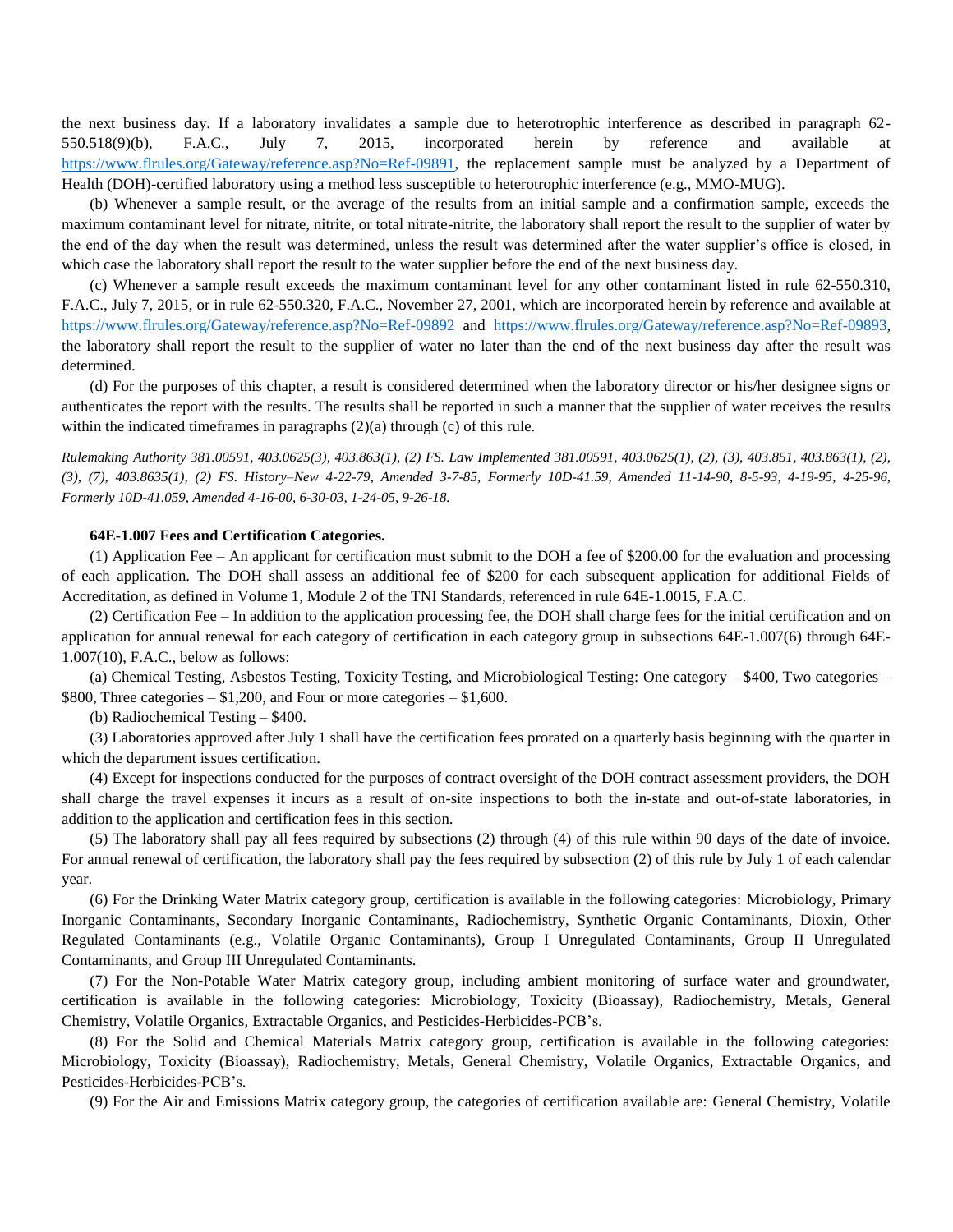the next business day. If a laboratory invalidates a sample due to heterotrophic interference as described in paragraph 62-550.518(9)(b), F.A.C., July 7, 2015, incorporated herein by reference and available at https://www.flrules.org/Gateway/reference.asp?No=Ref-09891, the replacement sample must be analyzed by a Department of Health (DOH)-certified laboratory using a method less susceptible to heterotrophic interference (e.g., MMO-MUG).

(b) Whenever a sample result, or the average of the results from an initial sample and a confirmation sample, exceeds the maximum contaminant level for nitrate, nitrite, or total nitrate-nitrite, the laboratory shall report the result to the supplier of water by the end of the day when the result was determined, unless the result was determined after the water supplier's office is closed, in which case the laboratory shall report the result to the water supplier before the end of the next business day.

(c) Whenever a sample result exceeds the maximum contaminant level for any other contaminant listed in rule 62-550.310, F.A.C., July 7, 2015, or in rule 62-550.320, F.A.C., November 27, 2001, which are incorporated herein by reference and available at https://www.flrules.org/Gateway/reference.asp?No=Ref-09892 and https://www.flrules.org/Gateway/reference.asp?No=Ref-09893, the laboratory shall report the result to the supplier of water no later than the end of the next business day after the result was determined.

(d) For the purposes of this chapter, a result is considered determined when the laboratory director or his/her designee signs or authenticates the report with the results. The results shall be reported in such a manner that the supplier of water receives the results within the indicated timeframes in paragraphs (2)(a) through (c) of this rule.

*Rulemaking Authority 381.00591, 403.0625(3), 403.863(1), (2) FS. Law Implemented 381.00591, 403.0625(1), (2), (3), 403.851, 403.863(1), (2), (3), (7), 403.8635(1), (2) FS. History–New 4-22-79, Amended 3-7-85, Formerly 10D-41.59, Amended 11-14-90, 8-5-93, 4-19-95, 4-25-96, Formerly 10D-41.059, Amended 4-16-00, 6-30-03, 1-24-05, 9-26-18.*

**64E-1.007 Fees and Certification Categories.**

(1) Application Fee – An applicant for certification must submit to the DOH a fee of $200.00 for the evaluation and processing of each application. The DOH shall assess an additional fee of $200 for each subsequent application for additional Fields of Accreditation, as defined in Volume 1, Module 2 of the TNI Standards, referenced in rule 64E-1.0015, F.A.C.

(2) Certification Fee – In addition to the application processing fee, the DOH shall charge fees for the initial certification and on application for annual renewal for each category of certification in each category group in subsections 64E-1.007(6) through 64E-1.007(10), F.A.C., below as follows:

(a) Chemical Testing, Asbestos Testing, Toxicity Testing, and Microbiological Testing: One category – $400, Two categories – $800, Three categories – $1,200, and Four or more categories – $1,600.

(b) Radiochemical Testing – $400.

(3) Laboratories approved after July 1 shall have the certification fees prorated on a quarterly basis beginning with the quarter in which the department issues certification.

(4) Except for inspections conducted for the purposes of contract oversight of the DOH contract assessment providers, the DOH shall charge the travel expenses it incurs as a result of on-site inspections to both the in-state and out-of-state laboratories, in addition to the application and certification fees in this section.

(5) The laboratory shall pay all fees required by subsections (2) through (4) of this rule within 90 days of the date of invoice. For annual renewal of certification, the laboratory shall pay the fees required by subsection (2) of this rule by July 1 of each calendar year.

(6) For the Drinking Water Matrix category group, certification is available in the following categories: Microbiology, Primary Inorganic Contaminants, Secondary Inorganic Contaminants, Radiochemistry, Synthetic Organic Contaminants, Dioxin, Other Regulated Contaminants (e.g., Volatile Organic Contaminants), Group I Unregulated Contaminants, Group II Unregulated Contaminants, and Group III Unregulated Contaminants.

(7) For the Non-Potable Water Matrix category group, including ambient monitoring of surface water and groundwater, certification is available in the following categories: Microbiology, Toxicity (Bioassay), Radiochemistry, Metals, General Chemistry, Volatile Organics, Extractable Organics, and Pesticides-Herbicides-PCB's.

(8) For the Solid and Chemical Materials Matrix category group, certification is available in the following categories: Microbiology, Toxicity (Bioassay), Radiochemistry, Metals, General Chemistry, Volatile Organics, Extractable Organics, and Pesticides-Herbicides-PCB's.

(9) For the Air and Emissions Matrix category group, the categories of certification available are: General Chemistry, Volatile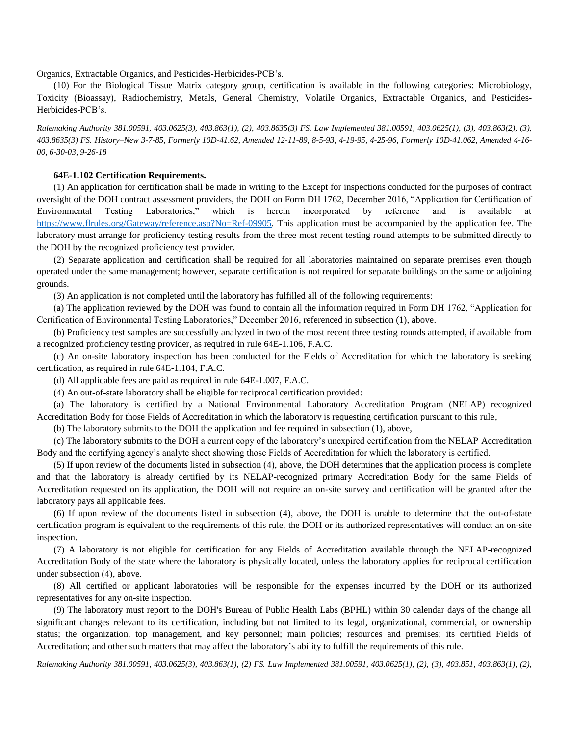Organics, Extractable Organics, and Pesticides-Herbicides-PCB's.

(10) For the Biological Tissue Matrix category group, certification is available in the following categories: Microbiology, Toxicity (Bioassay), Radiochemistry, Metals, General Chemistry, Volatile Organics, Extractable Organics, and Pesticides-Herbicides-PCB's.

*Rulemaking Authority 381.00591, 403.0625(3), 403.863(1), (2), 403.8635(3) FS. Law Implemented 381.00591, 403.0625(1), (3), 403.863(2), (3), 403.8635(3) FS. History–New 3-7-85, Formerly 10D-41.62, Amended 12-11-89, 8-5-93, 4-19-95, 4-25-96, Formerly 10D-41.062, Amended 4-16-00, 6-30-03, 9-26-18*

**64E-1.102 Certification Requirements.**

(1) An application for certification shall be made in writing to the Except for inspections conducted for the purposes of contract oversight of the DOH contract assessment providers, the DOH on Form DH 1762, December 2016, "Application for Certification of Environmental Testing Laboratories," which is herein incorporated by reference and is available at https://www.flrules.org/Gateway/reference.asp?No=Ref-09905. This application must be accompanied by the application fee. The laboratory must arrange for proficiency testing results from the three most recent testing round attempts to be submitted directly to the DOH by the recognized proficiency test provider.

(2) Separate application and certification shall be required for all laboratories maintained on separate premises even though operated under the same management; however, separate certification is not required for separate buildings on the same or adjoining grounds.

(3) An application is not completed until the laboratory has fulfilled all of the following requirements:

(a) The application reviewed by the DOH was found to contain all the information required in Form DH 1762, "Application for Certification of Environmental Testing Laboratories," December 2016, referenced in subsection (1), above.

(b) Proficiency test samples are successfully analyzed in two of the most recent three testing rounds attempted, if available from a recognized proficiency testing provider, as required in rule 64E-1.106, F.A.C.

(c) An on-site laboratory inspection has been conducted for the Fields of Accreditation for which the laboratory is seeking certification, as required in rule 64E-1.104, F.A.C.

(d) All applicable fees are paid as required in rule 64E-1.007, F.A.C.

(4) An out-of-state laboratory shall be eligible for reciprocal certification provided:

(a) The laboratory is certified by a National Environmental Laboratory Accreditation Program (NELAP) recognized Accreditation Body for those Fields of Accreditation in which the laboratory is requesting certification pursuant to this rule,

(b) The laboratory submits to the DOH the application and fee required in subsection (1), above,

(c) The laboratory submits to the DOH a current copy of the laboratory's unexpired certification from the NELAP Accreditation Body and the certifying agency's analyte sheet showing those Fields of Accreditation for which the laboratory is certified.

(5) If upon review of the documents listed in subsection (4), above, the DOH determines that the application process is complete and that the laboratory is already certified by its NELAP-recognized primary Accreditation Body for the same Fields of Accreditation requested on its application, the DOH will not require an on-site survey and certification will be granted after the laboratory pays all applicable fees.

(6) If upon review of the documents listed in subsection (4), above, the DOH is unable to determine that the out-of-state certification program is equivalent to the requirements of this rule, the DOH or its authorized representatives will conduct an on-site inspection.

(7) A laboratory is not eligible for certification for any Fields of Accreditation available through the NELAP-recognized Accreditation Body of the state where the laboratory is physically located, unless the laboratory applies for reciprocal certification under subsection (4), above.

(8) All certified or applicant laboratories will be responsible for the expenses incurred by the DOH or its authorized representatives for any on-site inspection.

(9) The laboratory must report to the DOH's Bureau of Public Health Labs (BPHL) within 30 calendar days of the change all significant changes relevant to its certification, including but not limited to its legal, organizational, commercial, or ownership status; the organization, top management, and key personnel; main policies; resources and premises; its certified Fields of Accreditation; and other such matters that may affect the laboratory's ability to fulfill the requirements of this rule.

*Rulemaking Authority 381.00591, 403.0625(3), 403.863(1), (2) FS. Law Implemented 381.00591, 403.0625(1), (2), (3), 403.851, 403.863(1), (2),*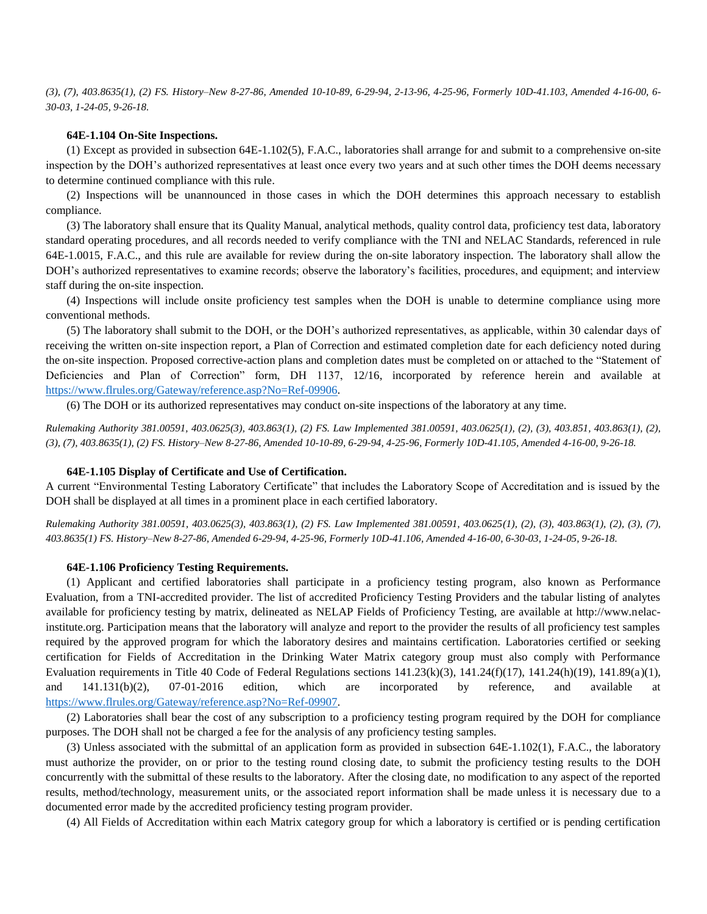*(3), (7), 403.8635(1), (2) FS. History–New 8-27-86, Amended 10-10-89, 6-29-94, 2-13-96, 4-25-96, Formerly 10D-41.103, Amended 4-16-00, 6-30-03, 1-24-05, 9-26-18.*

**64E-1.104 On-Site Inspections.**

(1) Except as provided in subsection 64E-1.102(5), F.A.C., laboratories shall arrange for and submit to a comprehensive on-site inspection by the DOH's authorized representatives at least once every two years and at such other times the DOH deems necessary to determine continued compliance with this rule.

(2) Inspections will be unannounced in those cases in which the DOH determines this approach necessary to establish compliance.

(3) The laboratory shall ensure that its Quality Manual, analytical methods, quality control data, proficiency test data, laboratory standard operating procedures, and all records needed to verify compliance with the TNI and NELAC Standards, referenced in rule 64E-1.0015, F.A.C., and this rule are available for review during the on-site laboratory inspection. The laboratory shall allow the DOH's authorized representatives to examine records; observe the laboratory's facilities, procedures, and equipment; and interview staff during the on-site inspection.

(4) Inspections will include onsite proficiency test samples when the DOH is unable to determine compliance using more conventional methods.

(5) The laboratory shall submit to the DOH, or the DOH's authorized representatives, as applicable, within 30 calendar days of receiving the written on-site inspection report, a Plan of Correction and estimated completion date for each deficiency noted during the on-site inspection. Proposed corrective-action plans and completion dates must be completed on or attached to the "Statement of Deficiencies and Plan of Correction" form, DH 1137, 12/16, incorporated by reference herein and available at https://www.flrules.org/Gateway/reference.asp?No=Ref-09906.

(6) The DOH or its authorized representatives may conduct on-site inspections of the laboratory at any time.

*Rulemaking Authority 381.00591, 403.0625(3), 403.863(1), (2) FS. Law Implemented 381.00591, 403.0625(1), (2), (3), 403.851, 403.863(1), (2), (3), (7), 403.8635(1), (2) FS. History–New 8-27-86, Amended 10-10-89, 6-29-94, 4-25-96, Formerly 10D-41.105, Amended 4-16-00, 9-26-18.*

**64E-1.105 Display of Certificate and Use of Certification.**

A current "Environmental Testing Laboratory Certificate" that includes the Laboratory Scope of Accreditation and is issued by the DOH shall be displayed at all times in a prominent place in each certified laboratory.

*Rulemaking Authority 381.00591, 403.0625(3), 403.863(1), (2) FS. Law Implemented 381.00591, 403.0625(1), (2), (3), 403.863(1), (2), (3), (7), 403.8635(1) FS. History–New 8-27-86, Amended 6-29-94, 4-25-96, Formerly 10D-41.106, Amended 4-16-00, 6-30-03, 1-24-05, 9-26-18.*

**64E-1.106 Proficiency Testing Requirements.**

(1) Applicant and certified laboratories shall participate in a proficiency testing program, also known as Performance Evaluation, from a TNI-accredited provider. The list of accredited Proficiency Testing Providers and the tabular listing of analytes available for proficiency testing by matrix, delineated as NELAP Fields of Proficiency Testing, are available at http://www.nelac-institute.org. Participation means that the laboratory will analyze and report to the provider the results of all proficiency test samples required by the approved program for which the laboratory desires and maintains certification. Laboratories certified or seeking certification for Fields of Accreditation in the Drinking Water Matrix category group must also comply with Performance Evaluation requirements in Title 40 Code of Federal Regulations sections 141.23(k)(3), 141.24(f)(17), 141.24(h)(19), 141.89(a)(1), and 141.131(b)(2), 07-01-2016 edition, which are incorporated by reference, and available at https://www.flrules.org/Gateway/reference.asp?No=Ref-09907.

(2) Laboratories shall bear the cost of any subscription to a proficiency testing program required by the DOH for compliance purposes. The DOH shall not be charged a fee for the analysis of any proficiency testing samples.

(3) Unless associated with the submittal of an application form as provided in subsection 64E-1.102(1), F.A.C., the laboratory must authorize the provider, on or prior to the testing round closing date, to submit the proficiency testing results to the DOH concurrently with the submittal of these results to the laboratory. After the closing date, no modification to any aspect of the reported results, method/technology, measurement units, or the associated report information shall be made unless it is necessary due to a documented error made by the accredited proficiency testing program provider.

(4) All Fields of Accreditation within each Matrix category group for which a laboratory is certified or is pending certification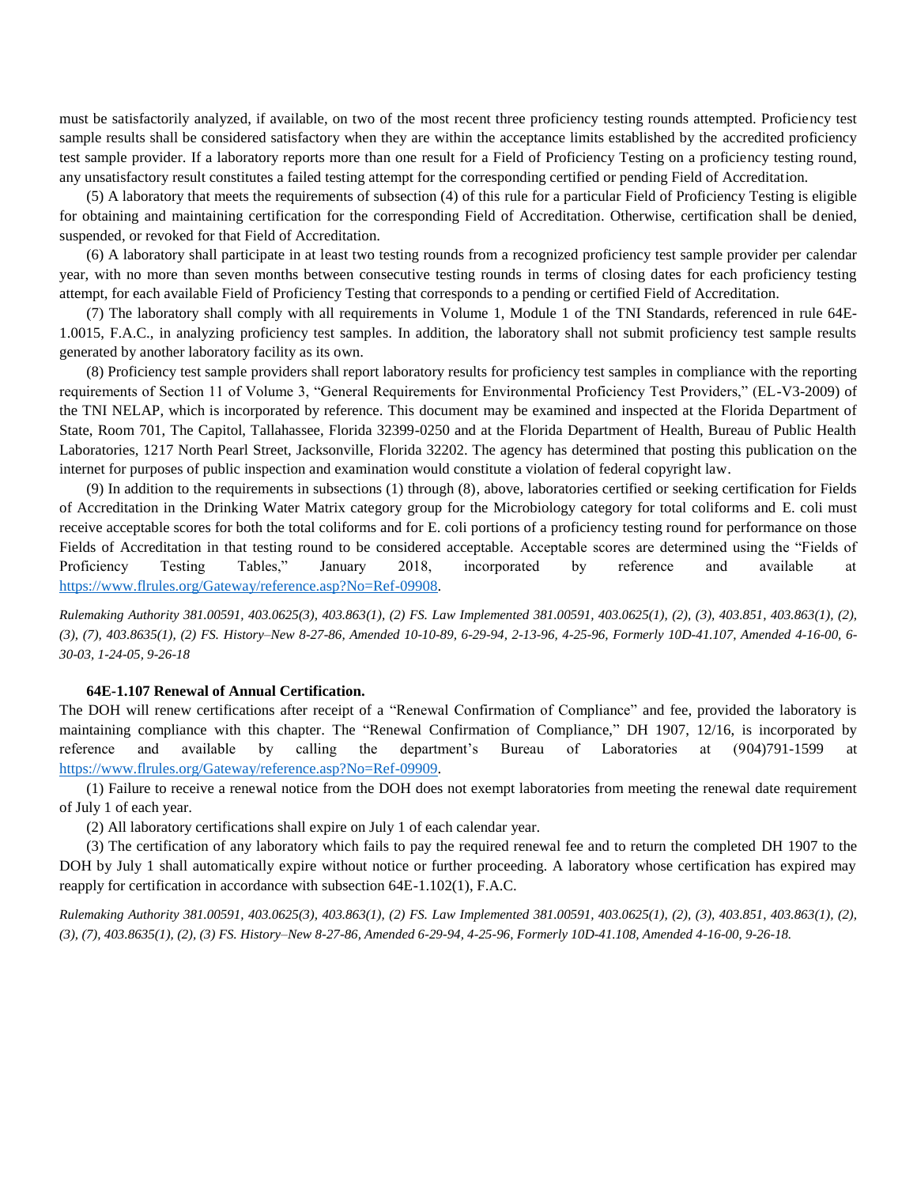must be satisfactorily analyzed, if available, on two of the most recent three proficiency testing rounds attempted. Proficiency test sample results shall be considered satisfactory when they are within the acceptance limits established by the accredited proficiency test sample provider. If a laboratory reports more than one result for a Field of Proficiency Testing on a proficiency testing round, any unsatisfactory result constitutes a failed testing attempt for the corresponding certified or pending Field of Accreditation.

(5) A laboratory that meets the requirements of subsection (4) of this rule for a particular Field of Proficiency Testing is eligible for obtaining and maintaining certification for the corresponding Field of Accreditation. Otherwise, certification shall be denied, suspended, or revoked for that Field of Accreditation.

(6) A laboratory shall participate in at least two testing rounds from a recognized proficiency test sample provider per calendar year, with no more than seven months between consecutive testing rounds in terms of closing dates for each proficiency testing attempt, for each available Field of Proficiency Testing that corresponds to a pending or certified Field of Accreditation.

(7) The laboratory shall comply with all requirements in Volume 1, Module 1 of the TNI Standards, referenced in rule 64E-1.0015, F.A.C., in analyzing proficiency test samples. In addition, the laboratory shall not submit proficiency test sample results generated by another laboratory facility as its own.

(8) Proficiency test sample providers shall report laboratory results for proficiency test samples in compliance with the reporting requirements of Section 11 of Volume 3, "General Requirements for Environmental Proficiency Test Providers," (EL-V3-2009) of the TNI NELAP, which is incorporated by reference. This document may be examined and inspected at the Florida Department of State, Room 701, The Capitol, Tallahassee, Florida 32399-0250 and at the Florida Department of Health, Bureau of Public Health Laboratories, 1217 North Pearl Street, Jacksonville, Florida 32202. The agency has determined that posting this publication on the internet for purposes of public inspection and examination would constitute a violation of federal copyright law.

(9) In addition to the requirements in subsections (1) through (8), above, laboratories certified or seeking certification for Fields of Accreditation in the Drinking Water Matrix category group for the Microbiology category for total coliforms and E. coli must receive acceptable scores for both the total coliforms and for E. coli portions of a proficiency testing round for performance on those Fields of Accreditation in that testing round to be considered acceptable. Acceptable scores are determined using the "Fields of Proficiency Testing Tables," January 2018, incorporated by reference and available at https://www.flrules.org/Gateway/reference.asp?No=Ref-09908.

*Rulemaking Authority 381.00591, 403.0625(3), 403.863(1), (2) FS. Law Implemented 381.00591, 403.0625(1), (2), (3), 403.851, 403.863(1), (2), (3), (7), 403.8635(1), (2) FS. History–New 8-27-86, Amended 10-10-89, 6-29-94, 2-13-96, 4-25-96, Formerly 10D-41.107, Amended 4-16-00, 6-30-03, 1-24-05, 9-26-18*

**64E-1.107 Renewal of Annual Certification.**

The DOH will renew certifications after receipt of a "Renewal Confirmation of Compliance" and fee, provided the laboratory is maintaining compliance with this chapter. The "Renewal Confirmation of Compliance," DH 1907, 12/16, is incorporated by reference and available by calling the department's Bureau of Laboratories at (904)791-1599 at https://www.flrules.org/Gateway/reference.asp?No=Ref-09909.

(1) Failure to receive a renewal notice from the DOH does not exempt laboratories from meeting the renewal date requirement of July 1 of each year.

(2) All laboratory certifications shall expire on July 1 of each calendar year.

(3) The certification of any laboratory which fails to pay the required renewal fee and to return the completed DH 1907 to the DOH by July 1 shall automatically expire without notice or further proceeding. A laboratory whose certification has expired may reapply for certification in accordance with subsection 64E-1.102(1), F.A.C.

*Rulemaking Authority 381.00591, 403.0625(3), 403.863(1), (2) FS. Law Implemented 381.00591, 403.0625(1), (2), (3), 403.851, 403.863(1), (2), (3), (7), 403.8635(1), (2), (3) FS. History–New 8-27-86, Amended 6-29-94, 4-25-96, Formerly 10D-41.108, Amended 4-16-00, 9-26-18.*